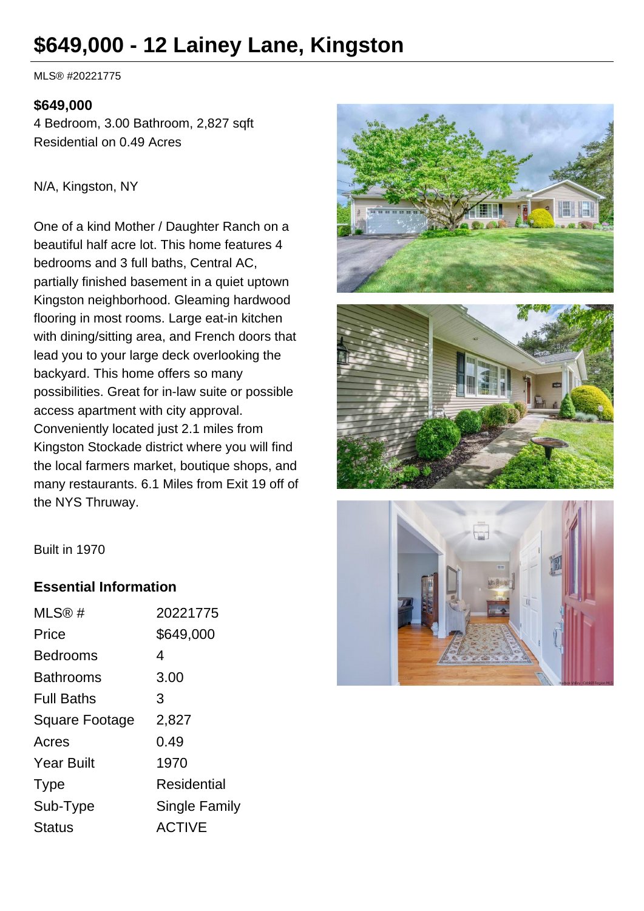# $649,000 - 12 Lainey Lane, Kingston

MLS® #20221775

**$649,000**

4 Bedroom, 3.00 Bathroom, 2,827 sqft

Residential on 0.49 Acres

N/A, Kingston, NY

One of a kind Mother / Daughter Ranch on a beautiful half acre lot. This home features 4 bedrooms and 3 full baths, Central AC, partially finished basement in a quiet uptown Kingston neighborhood. Gleaming hardwood flooring in most rooms. Large eat-in kitchen with dining/sitting area, and French doors that lead you to your large deck overlooking the backyard. This home offers so many possibilities. Great for in-law suite or possible access apartment with city approval. Conveniently located just 2.1 miles from Kingston Stockade district where you will find the local farmers market, boutique shops, and many restaurants. 6.1 Miles from Exit 19 off of the NYS Thruway.

Built in 1970

### Essential Information

| | |
|---|---|
| MLS® # | 20221775 |
| Price | $649,000 |
| Bedrooms | 4 |
| Bathrooms | 3.00 |
| Full Baths | 3 |
| Square Footage | 2,827 |
| Acres | 0.49 |
| Year Built | 1970 |
| Type | Residential |
| Sub-Type | Single Family |
| Status | ACTIVE |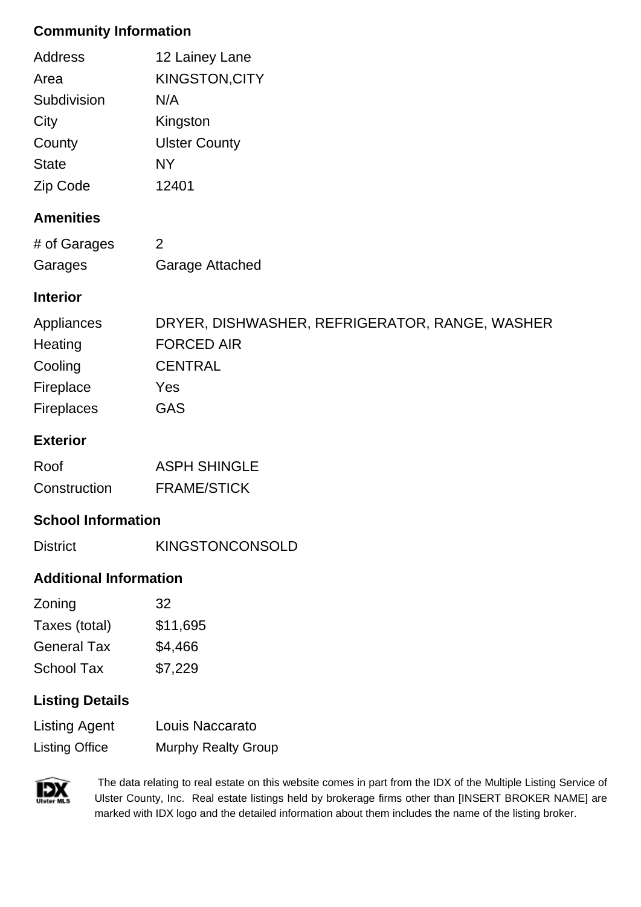## Community Information

| | |
|---|---|
| Address | 12 Lainey Lane |
| Area | KINGSTON,CITY |
| Subdivision | N/A |
| City | Kingston |
| County | Ulster County |
| State | NY |
| Zip Code | 12401 |

## Amenities

| | |
|---|---|
| # of Garages | 2 |
| Garages | Garage Attached |

## Interior

| | |
|---|---|
| Appliances | DRYER, DISHWASHER, REFRIGERATOR, RANGE, WASHER |
| Heating | FORCED AIR |
| Cooling | CENTRAL |
| Fireplace | Yes |
| Fireplaces | GAS |

## Exterior

| | |
|---|---|
| Roof | ASPH SHINGLE |
| Construction | FRAME/STICK |

## School Information

| | |
|---|---|
| District | KINGSTONCONSOLD |

## Additional Information

| | |
|---|---|
| Zoning | 32 |
| Taxes (total) | $11,695 |
| General Tax | $4,466 |
| School Tax | $7,229 |

## Listing Details

| | |
|---|---|
| Listing Agent | Louis Naccarato |
| Listing Office | Murphy Realty Group |

The data relating to real estate on this website comes in part from the IDX of the Multiple Listing Service of Ulster County, Inc. Real estate listings held by brokerage firms other than [INSERT BROKER NAME] are marked with IDX logo and the detailed information about them includes the name of the listing broker.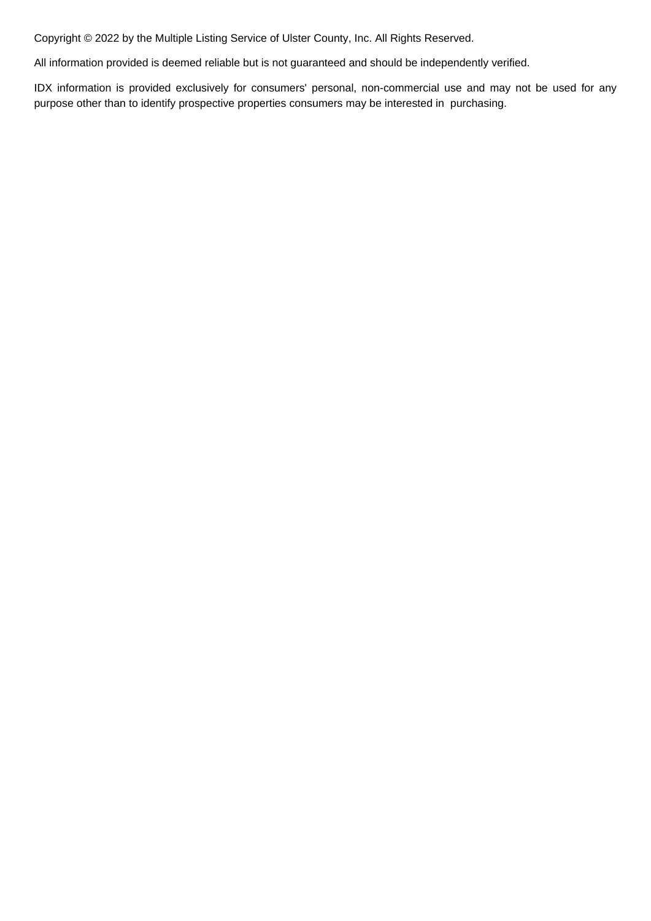Copyright © 2022 by the Multiple Listing Service of Ulster County, Inc. All Rights Reserved.

All information provided is deemed reliable but is not guaranteed and should be independently verified.

IDX information is provided exclusively for consumers' personal, non-commercial use and may not be used for any purpose other than to identify prospective properties consumers may be interested in purchasing.